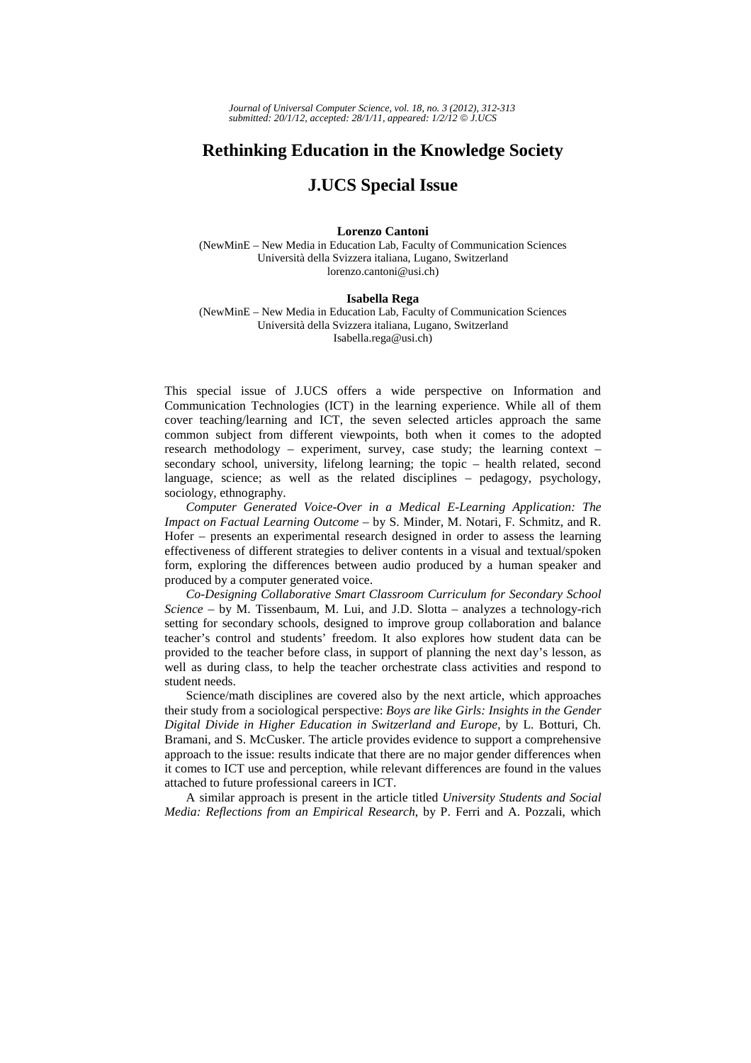# Rethinking Education in the Knowledge Society

## J.UCS Special Issue

**Lorenzo Cantoni**
(NewMinE – New Media in Education Lab, Faculty of Communication Sciences
Università della Svizzera italiana, Lugano, Switzerland
lorenzo.cantoni@usi.ch)

**Isabella Rega**
(NewMinE – New Media in Education Lab, Faculty of Communication Sciences
Università della Svizzera italiana, Lugano, Switzerland
Isabella.rega@usi.ch)

This special issue of J.UCS offers a wide perspective on Information and Communication Technologies (ICT) in the learning experience. While all of them cover teaching/learning and ICT, the seven selected articles approach the same common subject from different viewpoints, both when it comes to the adopted research methodology – experiment, survey, case study; the learning context – secondary school, university, lifelong learning; the topic – health related, second language, science; as well as the related disciplines – pedagogy, psychology, sociology, ethnography.

*Computer Generated Voice-Over in a Medical E-Learning Application: The Impact on Factual Learning Outcome* – by S. Minder, M. Notari, F. Schmitz, and R. Hofer – presents an experimental research designed in order to assess the learning effectiveness of different strategies to deliver contents in a visual and textual/spoken form, exploring the differences between audio produced by a human speaker and produced by a computer generated voice.

*Co-Designing Collaborative Smart Classroom Curriculum for Secondary School Science* – by M. Tissenbaum, M. Lui, and J.D. Slotta – analyzes a technology-rich setting for secondary schools, designed to improve group collaboration and balance teacher's control and students' freedom. It also explores how student data can be provided to the teacher before class, in support of planning the next day's lesson, as well as during class, to help the teacher orchestrate class activities and respond to student needs.

Science/math disciplines are covered also by the next article, which approaches their study from a sociological perspective: *Boys are like Girls: Insights in the Gender Digital Divide in Higher Education in Switzerland and Europe*, by L. Botturi, Ch. Bramani, and S. McCusker. The article provides evidence to support a comprehensive approach to the issue: results indicate that there are no major gender differences when it comes to ICT use and perception, while relevant differences are found in the values attached to future professional careers in ICT.

A similar approach is present in the article titled *University Students and Social Media: Reflections from an Empirical Research*, by P. Ferri and A. Pozzali, which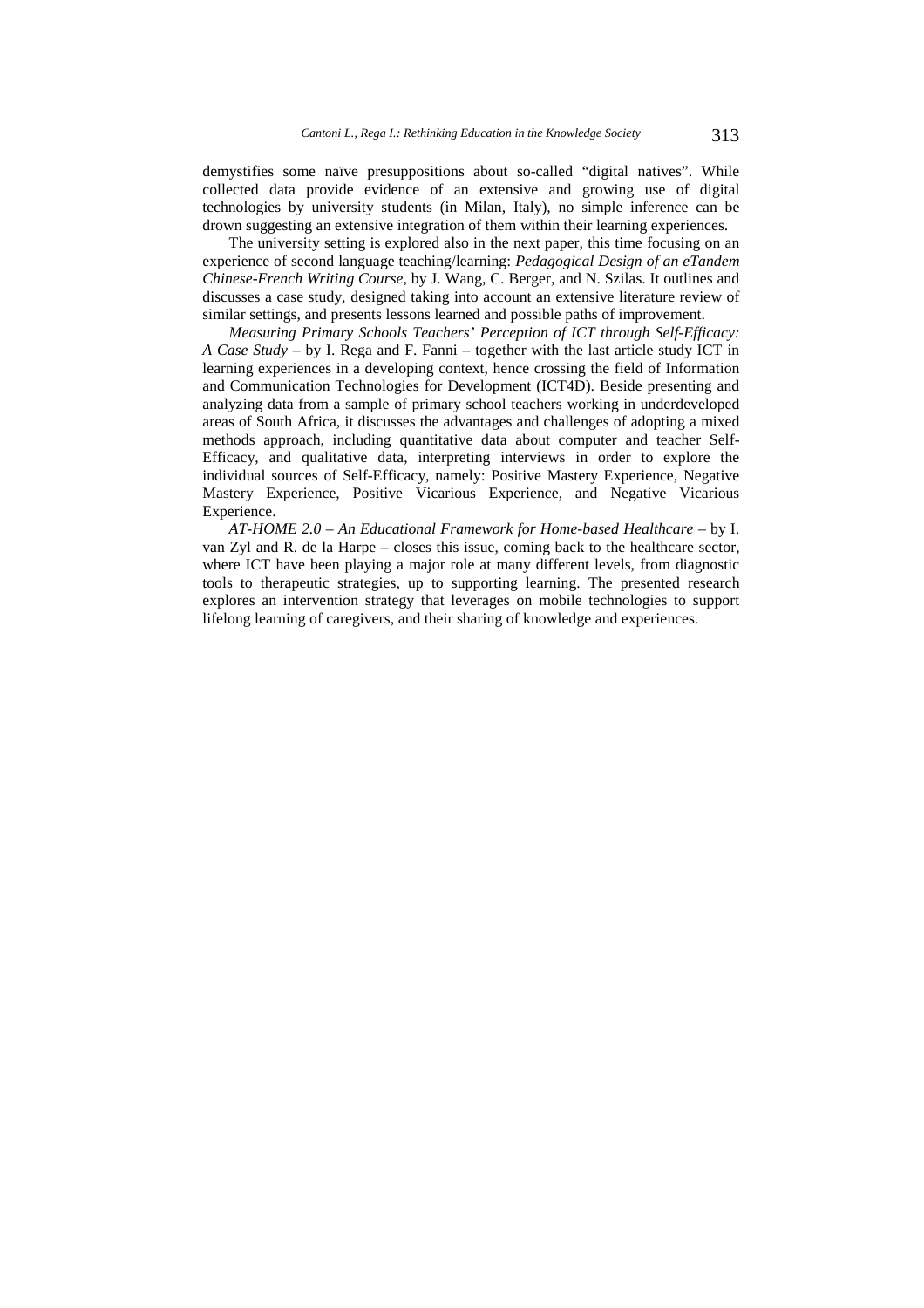demystifies some naïve presuppositions about so-called "digital natives". While collected data provide evidence of an extensive and growing use of digital technologies by university students (in Milan, Italy), no simple inference can be drown suggesting an extensive integration of them within their learning experiences.

The university setting is explored also in the next paper, this time focusing on an experience of second language teaching/learning: *Pedagogical Design of an eTandem Chinese-French Writing Course*, by J. Wang, C. Berger, and N. Szilas. It outlines and discusses a case study, designed taking into account an extensive literature review of similar settings, and presents lessons learned and possible paths of improvement.

*Measuring Primary Schools Teachers' Perception of ICT through Self-Efficacy: A Case Study* – by I. Rega and F. Fanni – together with the last article study ICT in learning experiences in a developing context, hence crossing the field of Information and Communication Technologies for Development (ICT4D). Beside presenting and analyzing data from a sample of primary school teachers working in underdeveloped areas of South Africa, it discusses the advantages and challenges of adopting a mixed methods approach, including quantitative data about computer and teacher Self-Efficacy, and qualitative data, interpreting interviews in order to explore the individual sources of Self-Efficacy, namely: Positive Mastery Experience, Negative Mastery Experience, Positive Vicarious Experience, and Negative Vicarious Experience.

*AT-HOME 2.0 – An Educational Framework for Home-based Healthcare* – by I. van Zyl and R. de la Harpe – closes this issue, coming back to the healthcare sector, where ICT have been playing a major role at many different levels, from diagnostic tools to therapeutic strategies, up to supporting learning. The presented research explores an intervention strategy that leverages on mobile technologies to support lifelong learning of caregivers, and their sharing of knowledge and experiences.